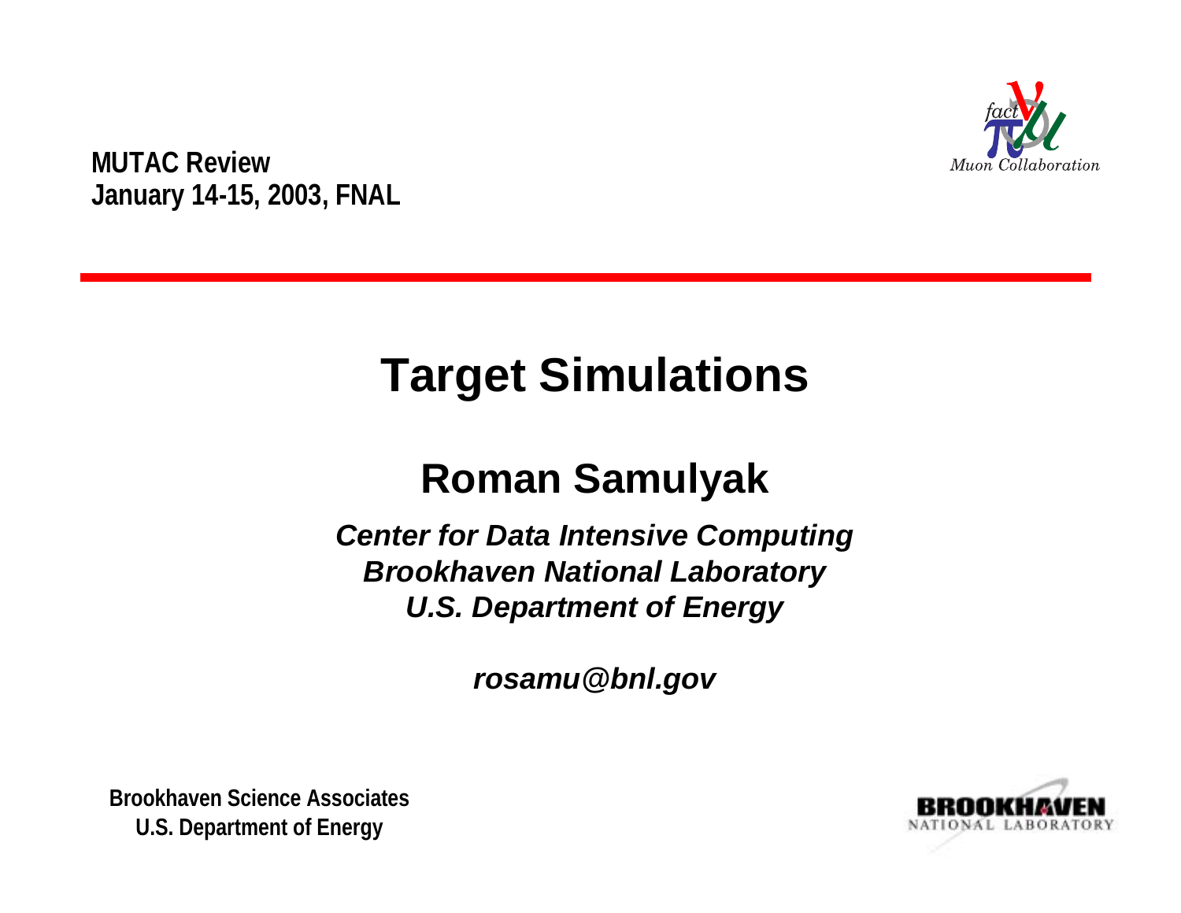MUTAC Review
January 14-15, 2003, FNAL

# Target Simulations

## Roman Samulyak

*Center for Data Intensive Computing*
*Brookhaven National Laboratory*
*U.S. Department of Energy*

*rosamu@bnl.gov*

Brookhaven Science Associates
U.S. Department of Energy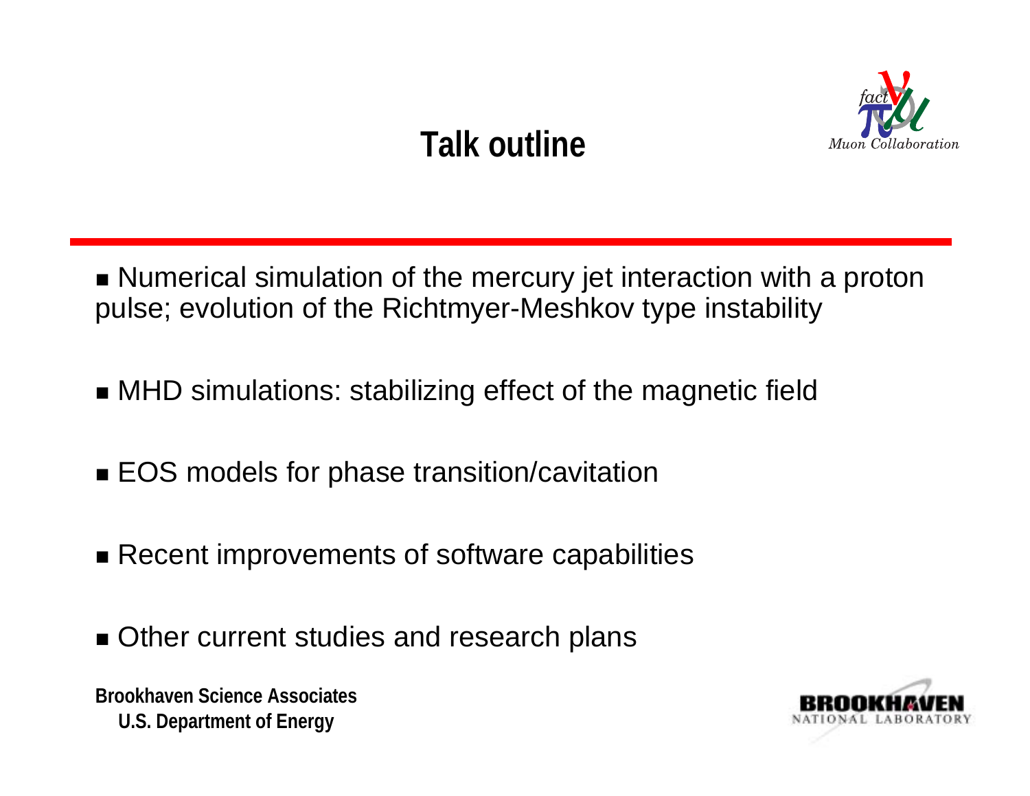# Talk outline

- Numerical simulation of the mercury jet interaction with a proton pulse; evolution of the Richtmyer-Meshkov type instability
- MHD simulations: stabilizing effect of the magnetic field
- EOS models for phase transition/cavitation
- Recent improvements of software capabilities
- Other current studies and research plans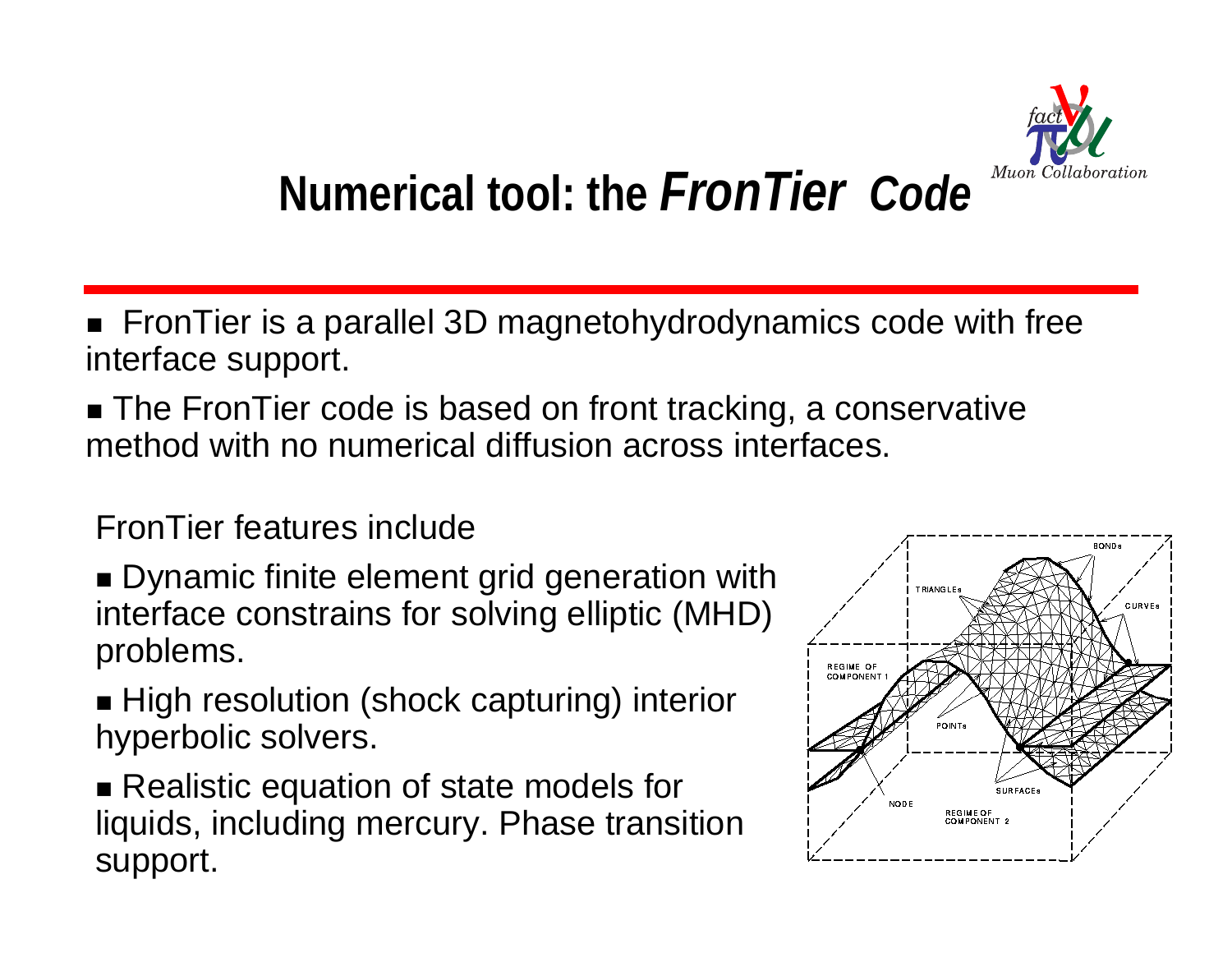# Numerical tool: the *FronTier Code*

- FronTier is a parallel 3D magnetohydrodynamics code with free interface support.
- The FronTier code is based on front tracking, a conservative method with no numerical diffusion across interfaces.

FronTier features include

- Dynamic finite element grid generation with interface constrains for solving elliptic (MHD) problems.
- High resolution (shock capturing) interior hyperbolic solvers.
- Realistic equation of state models for liquids, including mercury. Phase transition support.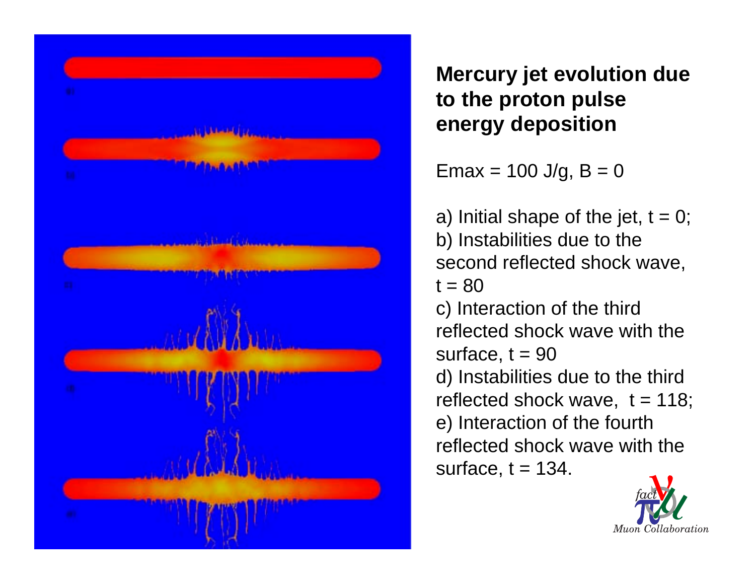**Mercury jet evolution due to the proton pulse energy deposition**

Emax = 100 J/g, B = 0

a) Initial shape of the jet, t = 0;
b) Instabilities due to the second reflected shock wave, t = 80
c) Interaction of the third reflected shock wave with the surface, t = 90
d) Instabilities due to the third reflected shock wave, t = 118;
e) Interaction of the fourth reflected shock wave with the surface, t = 134.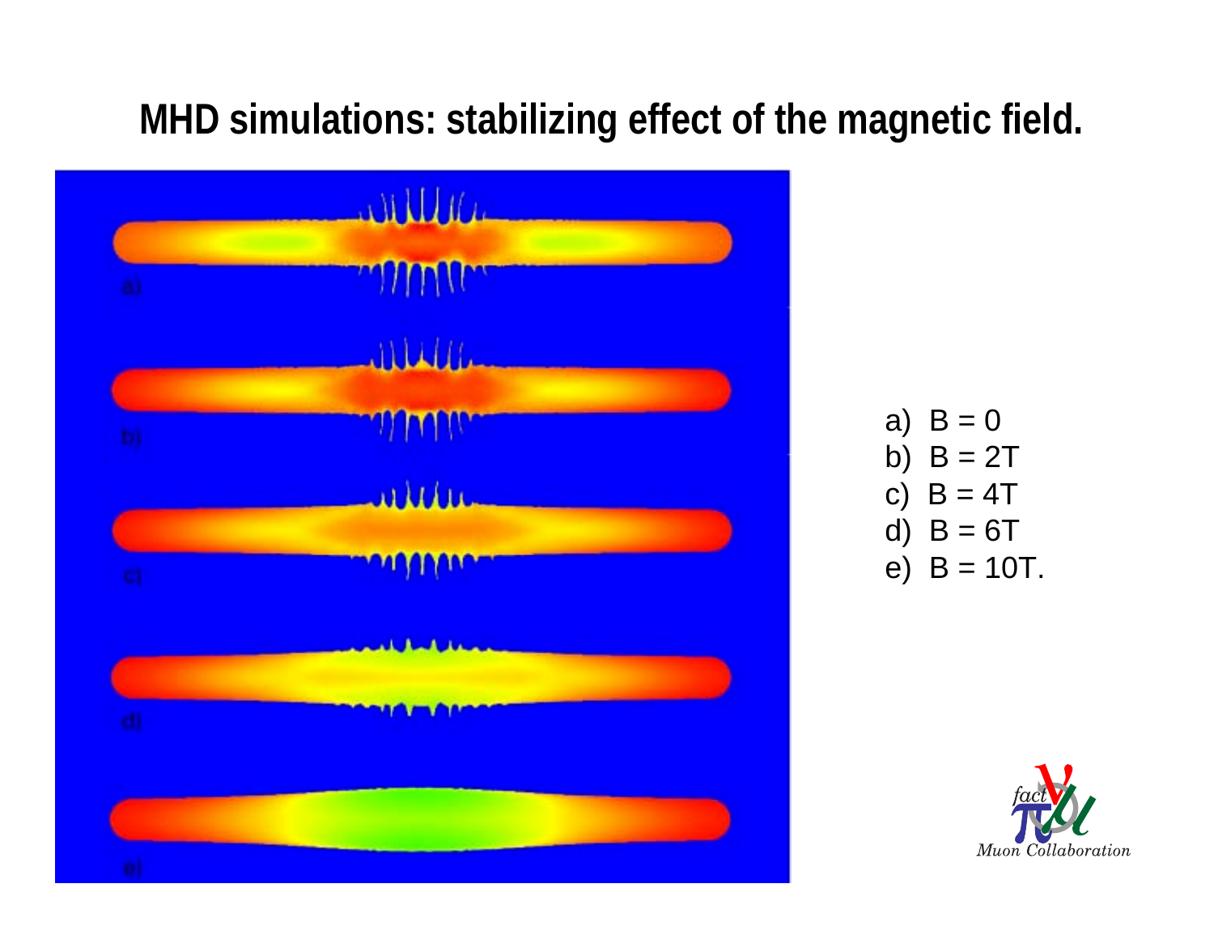# MHD simulations: stabilizing effect of the magnetic field.

a) B = 0
b) B = 2T
c) B = 4T
d) B = 6T
e) B = 10T.

*Muon Collaboration*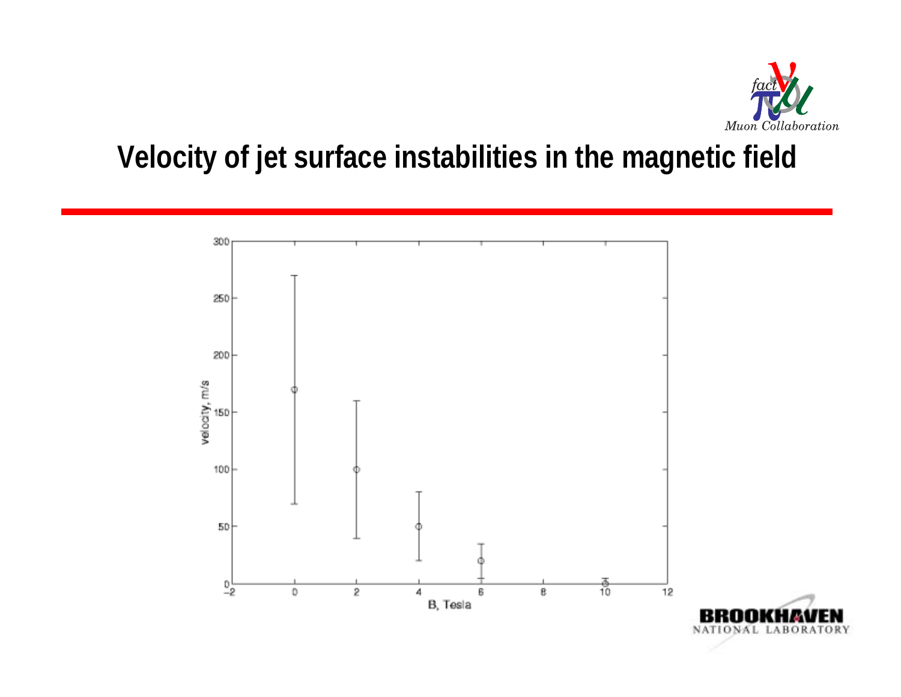# Velocity of jet surface instabilities in the magnetic field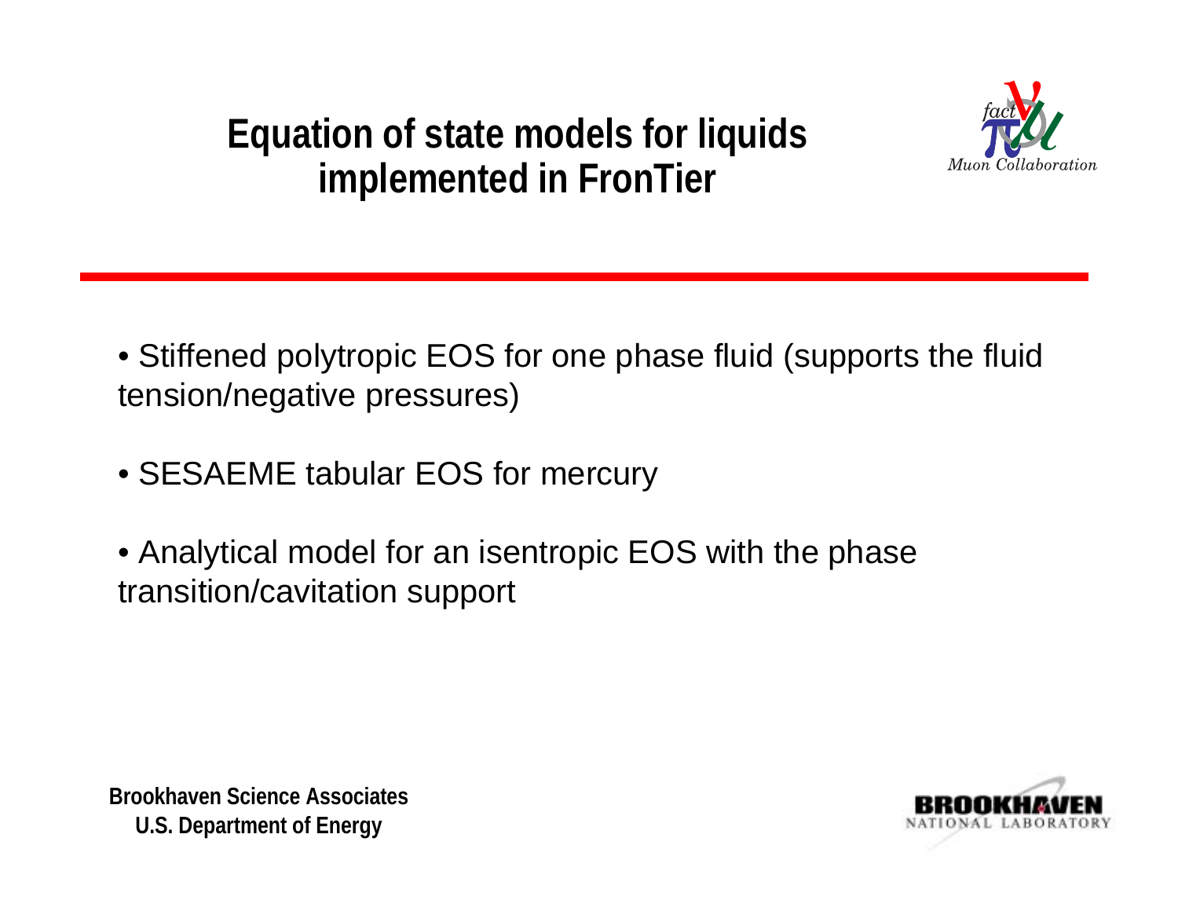# Equation of state models for liquids implemented in FronTier

- Stiffened polytropic EOS for one phase fluid (supports the fluid tension/negative pressures)
- SESAEME tabular EOS for mercury
- Analytical model for an isentropic EOS with the phase transition/cavitation support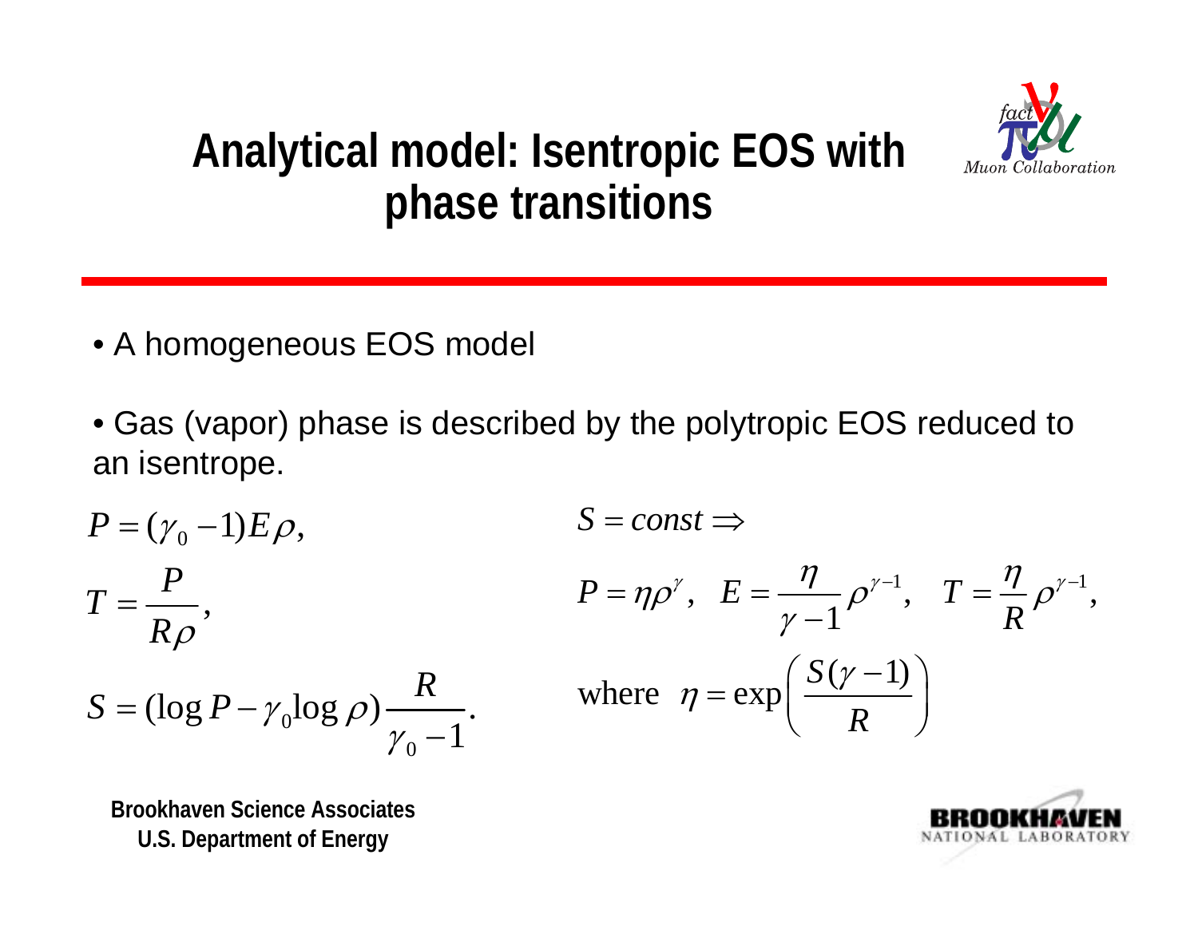# Analytical model: Isentropic EOS with phase transitions

- A homogeneous EOS model
- Gas (vapor) phase is described by the polytropic EOS reduced to an isentrope.

$$P = (\gamma_0 - 1)E\rho,$$

$$T = \frac{P}{R\rho},$$

$$S = (\log P - \gamma_0 \log \rho)\frac{R}{\gamma_0 - 1}.$$

$$S = const \Rightarrow$$

$$P = \eta\rho^{\gamma}, \quad E = \frac{\eta}{\gamma - 1}\rho^{\gamma-1}, \quad T = \frac{\eta}{R}\rho^{\gamma-1},$$

$$\text{where} \quad \eta = \exp\left(\frac{S(\gamma - 1)}{R}\right)$$

**Brookhaven Science Associates**
**U.S. Department of Energy**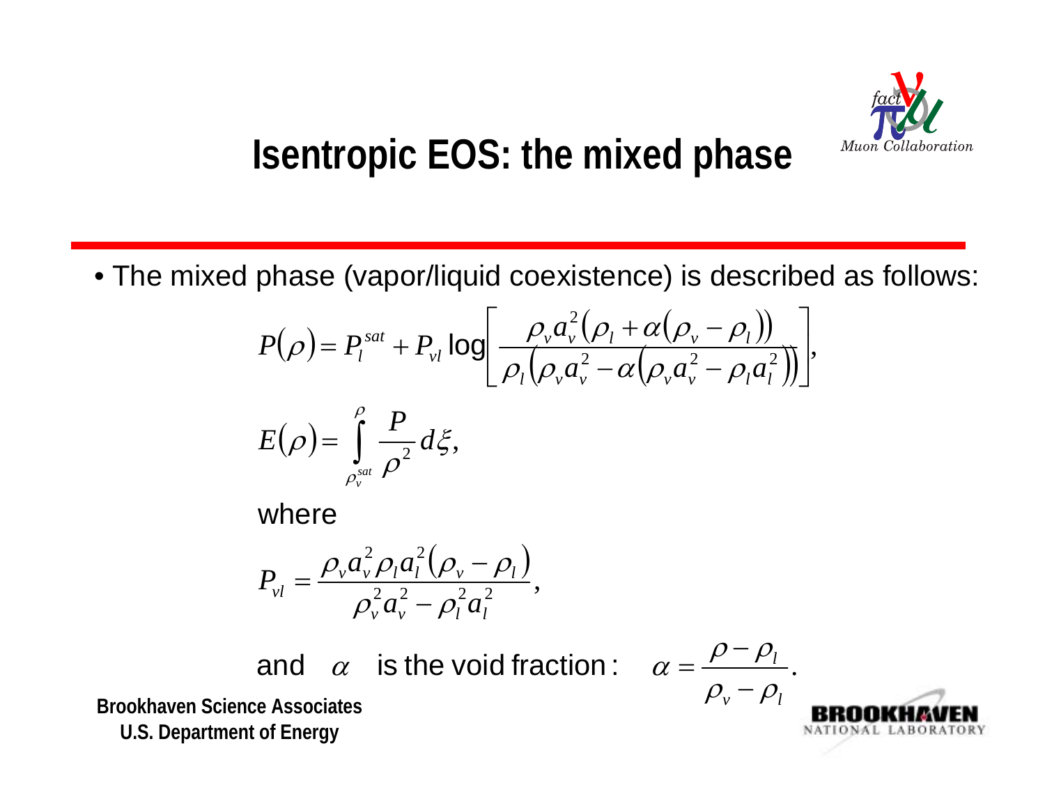# Isentropic EOS: the mixed phase

- The mixed phase (vapor/liquid coexistence) is described as follows:

$$P(\rho) = P_l^{sat} + P_{vl} \log\left[ \frac{\rho_v a_v^2 \left(\rho_l + \alpha(\rho_v - \rho_l)\right)}{\rho_l \left(\rho_v a_v^2 - \alpha\left(\rho_v a_v^2 - \rho_l a_l^2\right)\right)} \right],$$

$$E(\rho) = \int_{\rho_v^{sat}}^{\rho} \frac{P}{\rho^2} d\xi,$$

where

$$P_{vl} = \frac{\rho_v a_v^2 \rho_l a_l^2 (\rho_v - \rho_l)}{\rho_v^2 a_v^2 - \rho_l^2 a_l^2},$$

and $\alpha$ is the void fraction: $\alpha = \dfrac{\rho - \rho_l}{\rho_v - \rho_l}.$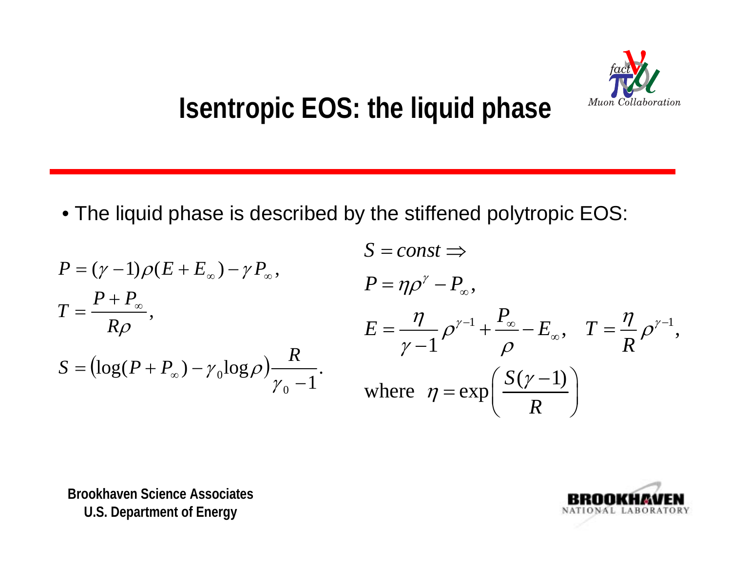# Isentropic EOS: the liquid phase

- The liquid phase is described by the stiffened polytropic EOS:

$$P = (\gamma - 1)\rho(E + E_\infty) - \gamma P_\infty,$$

$$T = \frac{P + P_\infty}{R\rho},$$

$$S = \left(\log(P + P_\infty) - \gamma_0 \log \rho\right)\frac{R}{\gamma_0 - 1}.$$

$$S = const \Rightarrow$$

$$P = \eta \rho^\gamma - P_\infty,$$

$$E = \frac{\eta}{\gamma - 1}\rho^{\gamma - 1} + \frac{P_\infty}{\rho} - E_\infty, \quad T = \frac{\eta}{R}\rho^{\gamma - 1},$$

$$\text{where} \quad \eta = \exp\left(\frac{S(\gamma - 1)}{R}\right)$$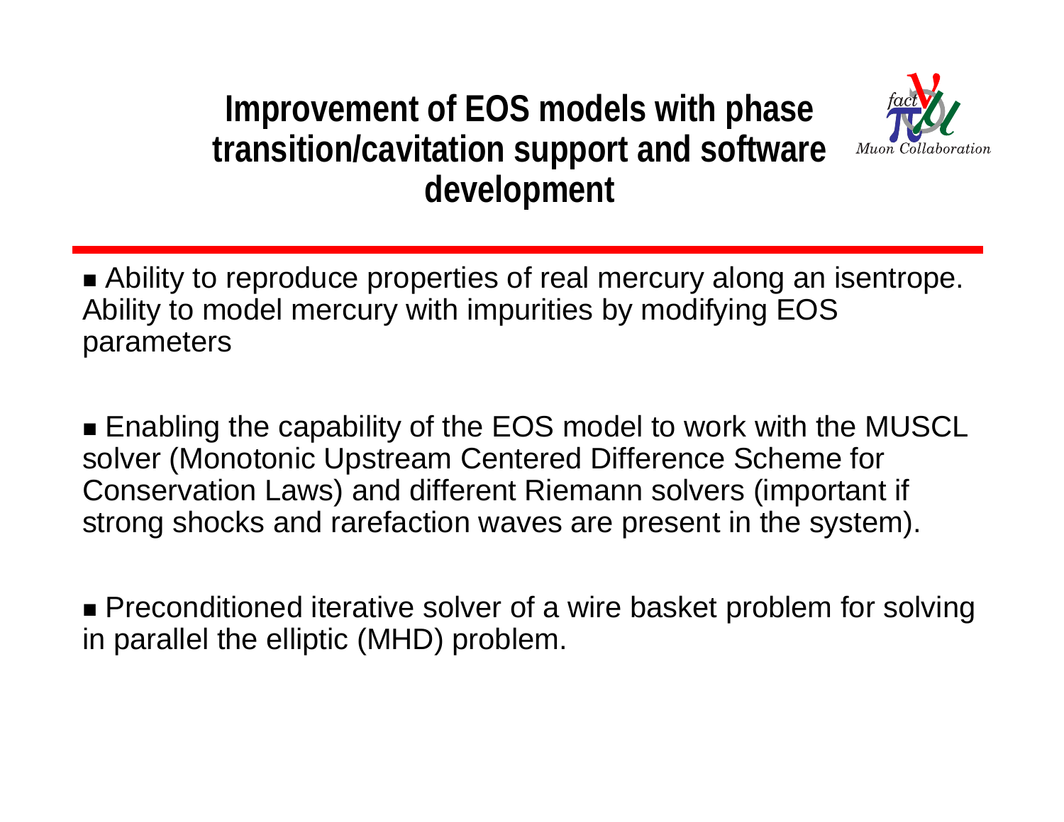# Improvement of EOS models with phase transition/cavitation support and software development

- Ability to reproduce properties of real mercury along an isentrope. Ability to model mercury with impurities by modifying EOS parameters

- Enabling the capability of the EOS model to work with the MUSCL solver (Monotonic Upstream Centered Difference Scheme for Conservation Laws) and different Riemann solvers (important if strong shocks and rarefaction waves are present in the system).

- Preconditioned iterative solver of a wire basket problem for solving in parallel the elliptic (MHD) problem.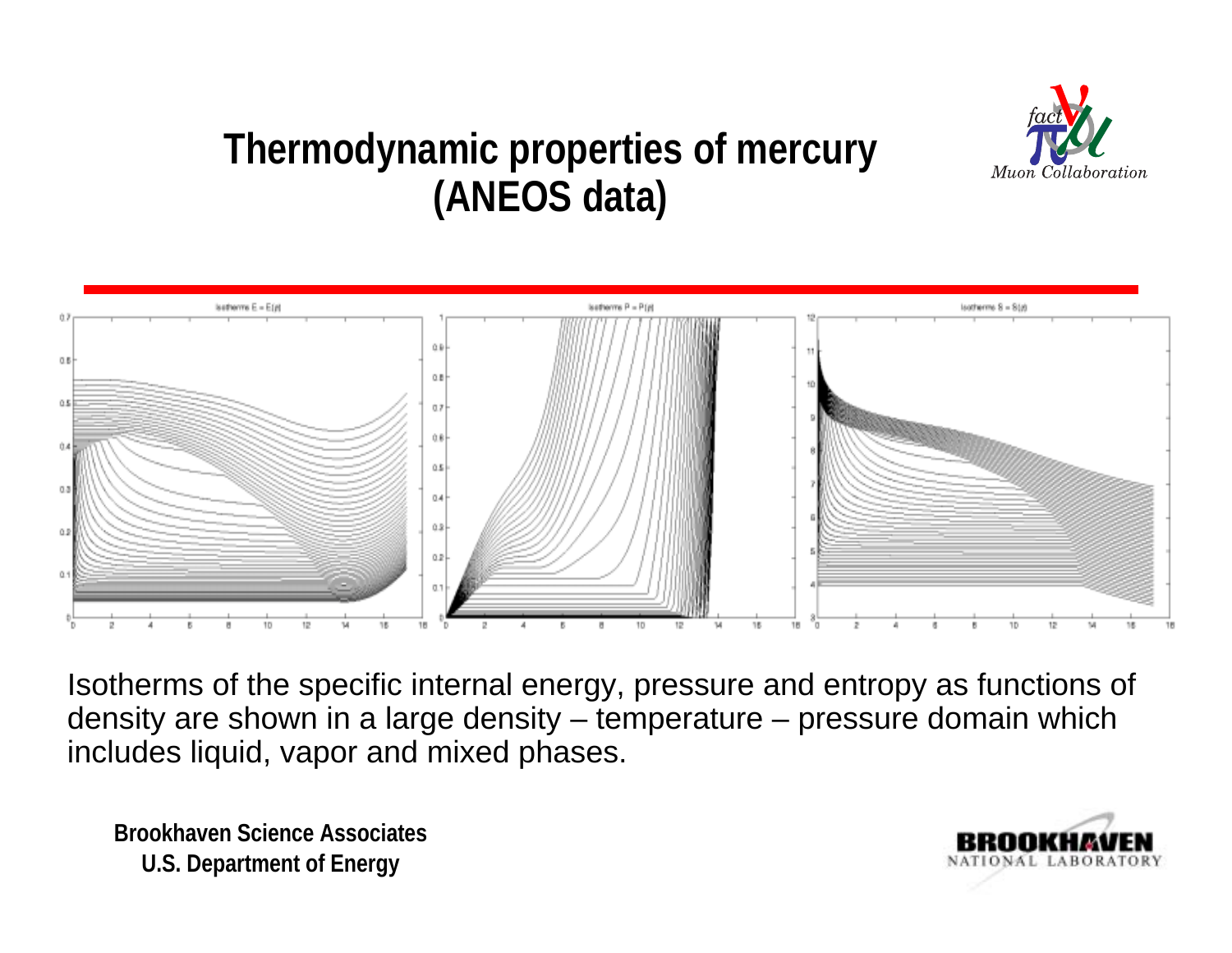# Thermodynamic properties of mercury (ANEOS data)

Isotherms E = E(ρ)

Isotherms P = P(ρ)

Isotherms S = S(ρ)

Isotherms of the specific internal energy, pressure and entropy as functions of density are shown in a large density – temperature – pressure domain which includes liquid, vapor and mixed phases.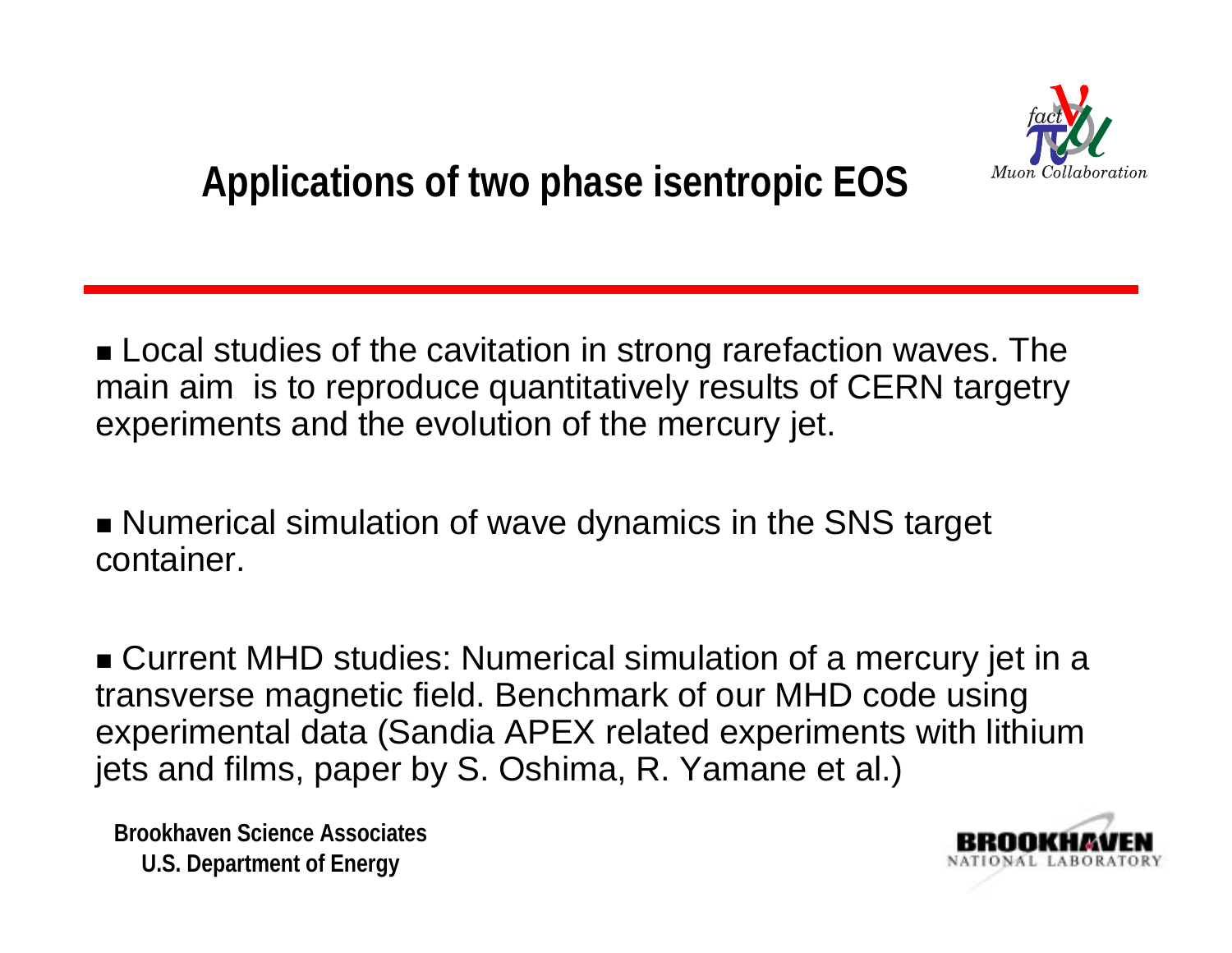# Applications of two phase isentropic EOS

- Local studies of the cavitation in strong rarefaction waves. The main aim is to reproduce quantitatively results of CERN targetry experiments and the evolution of the mercury jet.

- Numerical simulation of wave dynamics in the SNS target container.

- Current MHD studies: Numerical simulation of a mercury jet in a transverse magnetic field. Benchmark of our MHD code using experimental data (Sandia APEX related experiments with lithium jets and films, paper by S. Oshima, R. Yamane et al.)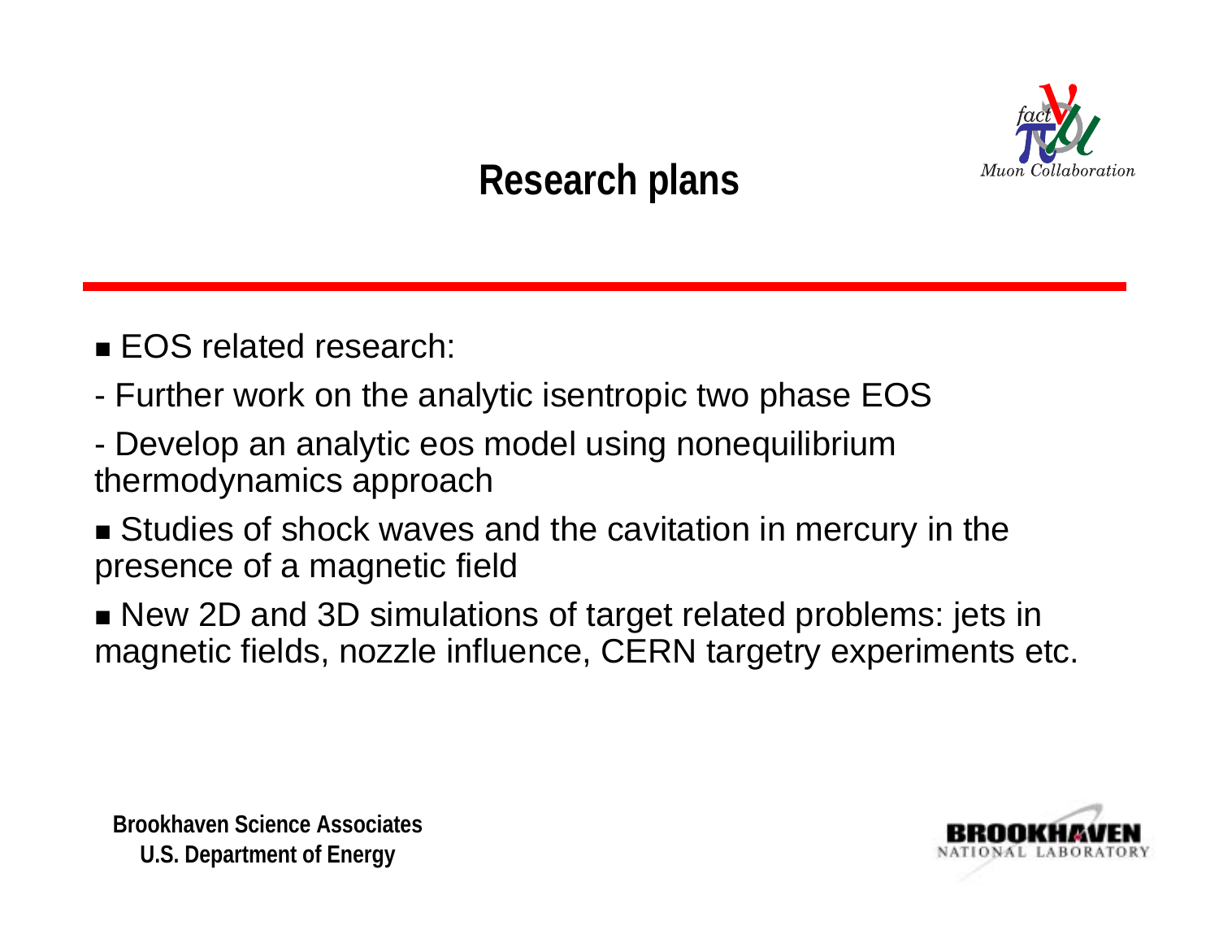# Research plans

- EOS related research:

- Further work on the analytic isentropic two phase EOS

- Develop an analytic eos model using nonequilibrium thermodynamics approach

- Studies of shock waves and the cavitation in mercury in the presence of a magnetic field

- New 2D and 3D simulations of target related problems: jets in magnetic fields, nozzle influence, CERN targetry experiments etc.